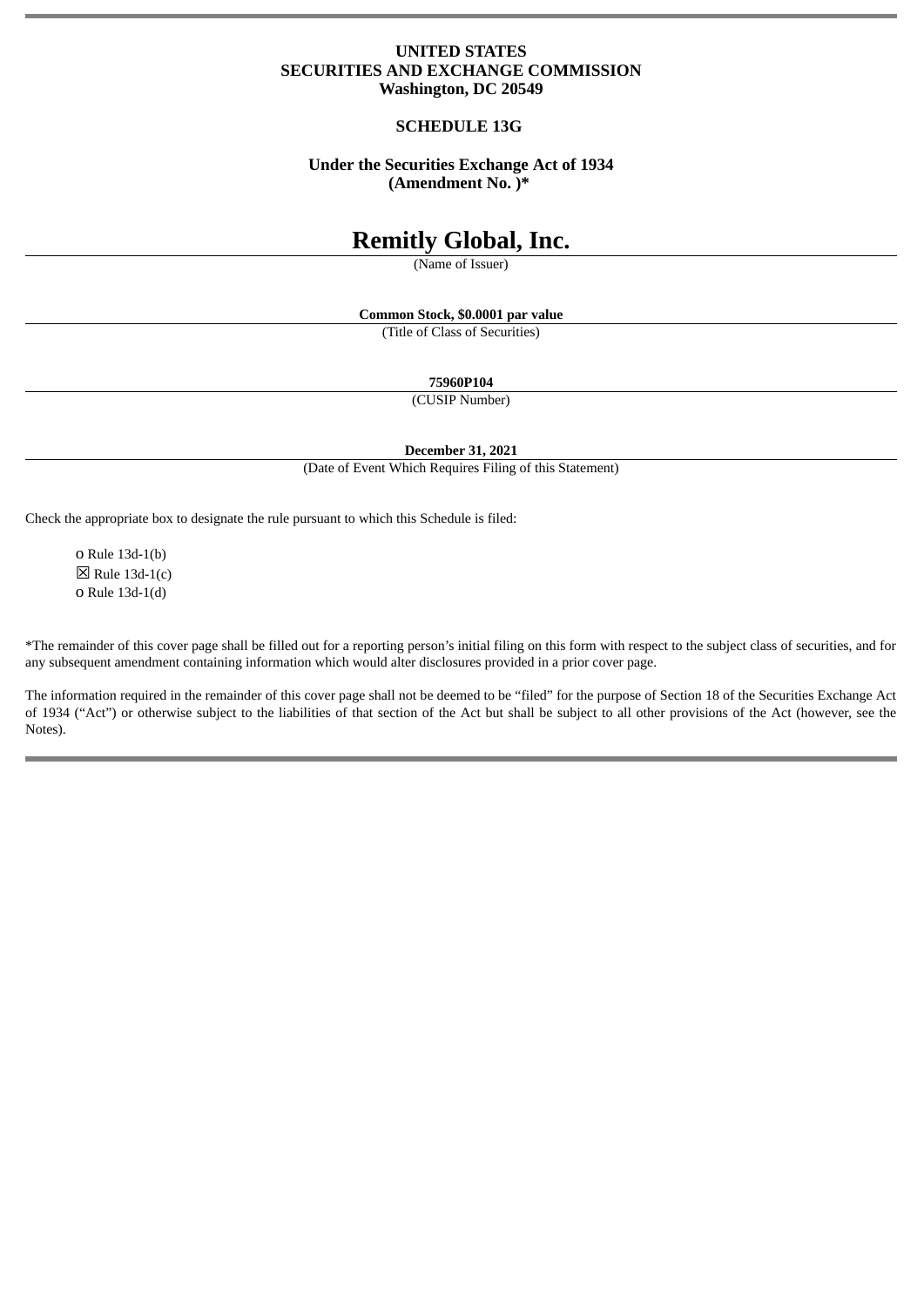**UNITED STATES**
**SECURITIES AND EXCHANGE COMMISSION**
**Washington, DC 20549**

**SCHEDULE 13G**

**Under the Securities Exchange Act of 1934**
**(Amendment No. )***

# Remitly Global, Inc.

(Name of Issuer)

**Common Stock, $0.0001 par value**

(Title of Class of Securities)

**75960P104**

(CUSIP Number)

**December 31, 2021**

(Date of Event Which Requires Filing of this Statement)

Check the appropriate box to designate the rule pursuant to which this Schedule is filed:

o Rule 13d-1(b)
☒ Rule 13d-1(c)
o Rule 13d-1(d)

*The remainder of this cover page shall be filled out for a reporting person's initial filing on this form with respect to the subject class of securities, and for any subsequent amendment containing information which would alter disclosures provided in a prior cover page.

The information required in the remainder of this cover page shall not be deemed to be "filed" for the purpose of Section 18 of the Securities Exchange Act of 1934 ("Act") or otherwise subject to the liabilities of that section of the Act but shall be subject to all other provisions of the Act (however, see the Notes).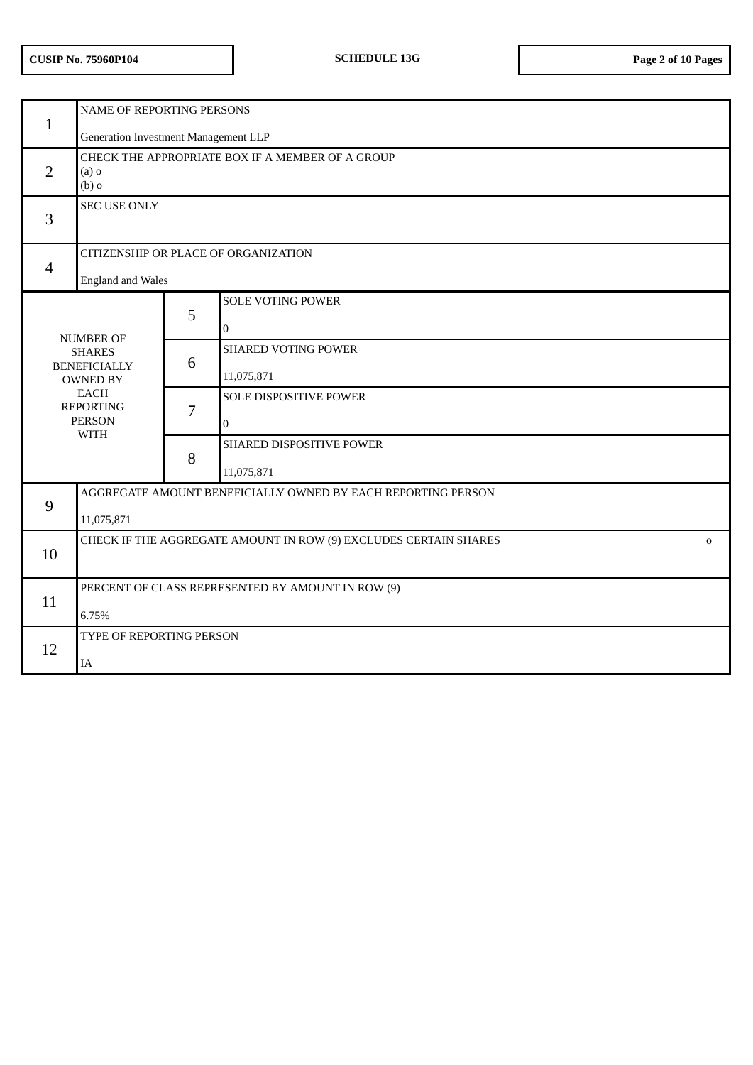CUSIP No. 75960P104 | SCHEDULE 13G

| | | | |
|---|---|---|---|
| 1 | NAME OF REPORTING PERSONS<br><br>Generation Investment Management LLP | | |
| 2 | CHECK THE APPROPRIATE BOX IF A MEMBER OF A GROUP<br>(a) o<br>(b) o | | |
| 3 | SEC USE ONLY | | |
| 4 | CITIZENSHIP OR PLACE OF ORGANIZATION<br><br>England and Wales | | |
| NUMBER OF SHARES BENEFICIALLY OWNED BY EACH REPORTING PERSON WITH | | 5 | SOLE VOTING POWER<br><br>0 |
| | | 6 | SHARED VOTING POWER<br><br>11,075,871 |
| | | 7 | SOLE DISPOSITIVE POWER<br><br>0 |
| | | 8 | SHARED DISPOSITIVE POWER<br><br>11,075,871 |
| 9 | AGGREGATE AMOUNT BENEFICIALLY OWNED BY EACH REPORTING PERSON<br><br>11,075,871 | | |
| 10 | CHECK IF THE AGGREGATE AMOUNT IN ROW (9) EXCLUDES CERTAIN SHARES o | | |
| 11 | PERCENT OF CLASS REPRESENTED BY AMOUNT IN ROW (9)<br><br>6.75% | | |
| 12 | TYPE OF REPORTING PERSON<br><br>IA | | |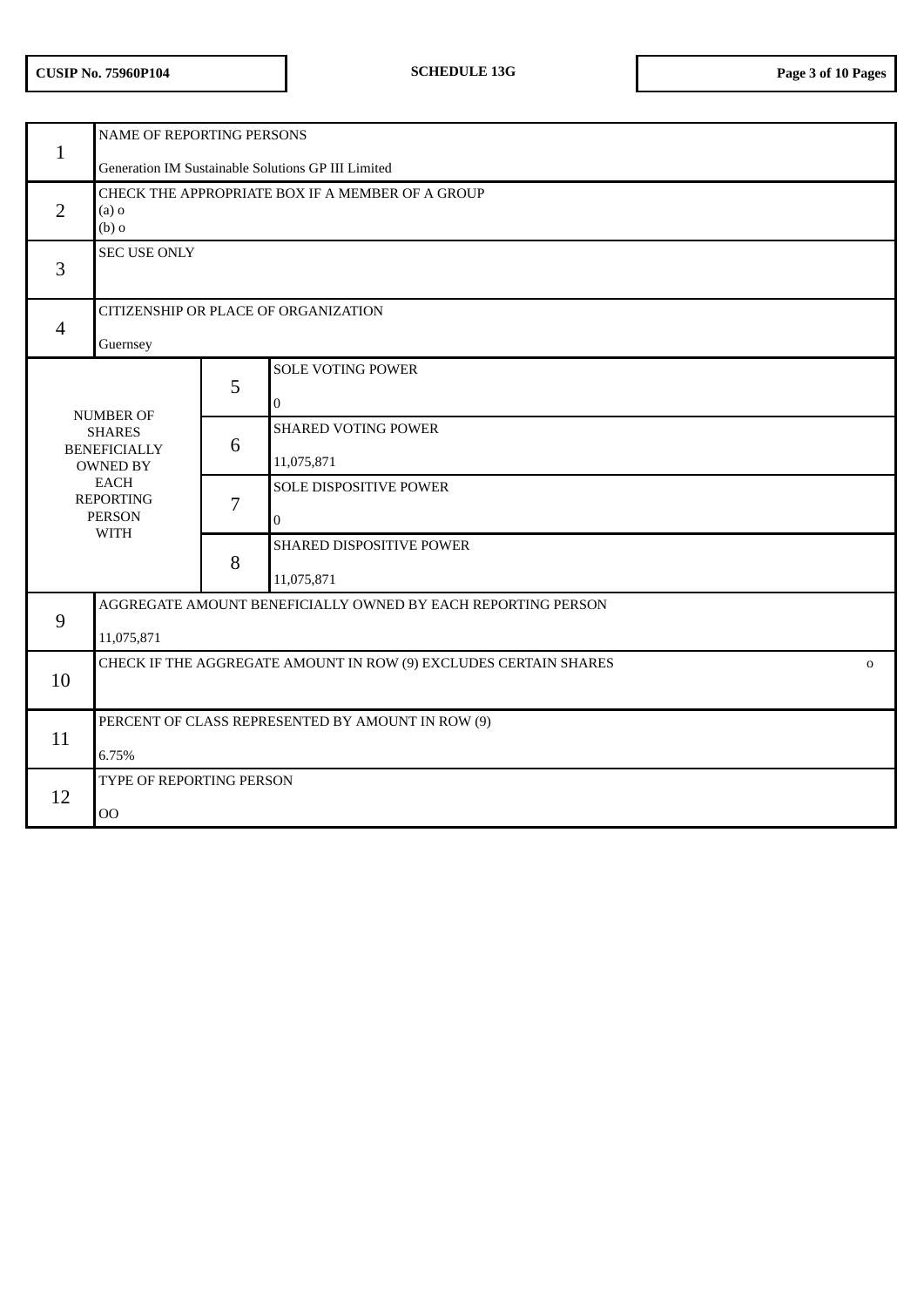| | | | |
|---|---|---|---|
| 1 | NAME OF REPORTING PERSONS<br><br>Generation IM Sustainable Solutions GP III Limited | | |
| 2 | CHECK THE APPROPRIATE BOX IF A MEMBER OF A GROUP<br>(a) o<br>(b) o | | |
| 3 | SEC USE ONLY | | |
| 4 | CITIZENSHIP OR PLACE OF ORGANIZATION<br><br>Guernsey | | |
| NUMBER OF SHARES BENEFICIALLY OWNED BY EACH REPORTING PERSON WITH | | 5 | SOLE VOTING POWER<br><br>0 |
| | | 6 | SHARED VOTING POWER<br><br>11,075,871 |
| | | 7 | SOLE DISPOSITIVE POWER<br><br>0 |
| | | 8 | SHARED DISPOSITIVE POWER<br><br>11,075,871 |
| 9 | AGGREGATE AMOUNT BENEFICIALLY OWNED BY EACH REPORTING PERSON<br><br>11,075,871 | | |
| 10 | CHECK IF THE AGGREGATE AMOUNT IN ROW (9) EXCLUDES CERTAIN SHARES o | | |
| 11 | PERCENT OF CLASS REPRESENTED BY AMOUNT IN ROW (9)<br><br>6.75% | | |
| 12 | TYPE OF REPORTING PERSON<br><br>OO | | |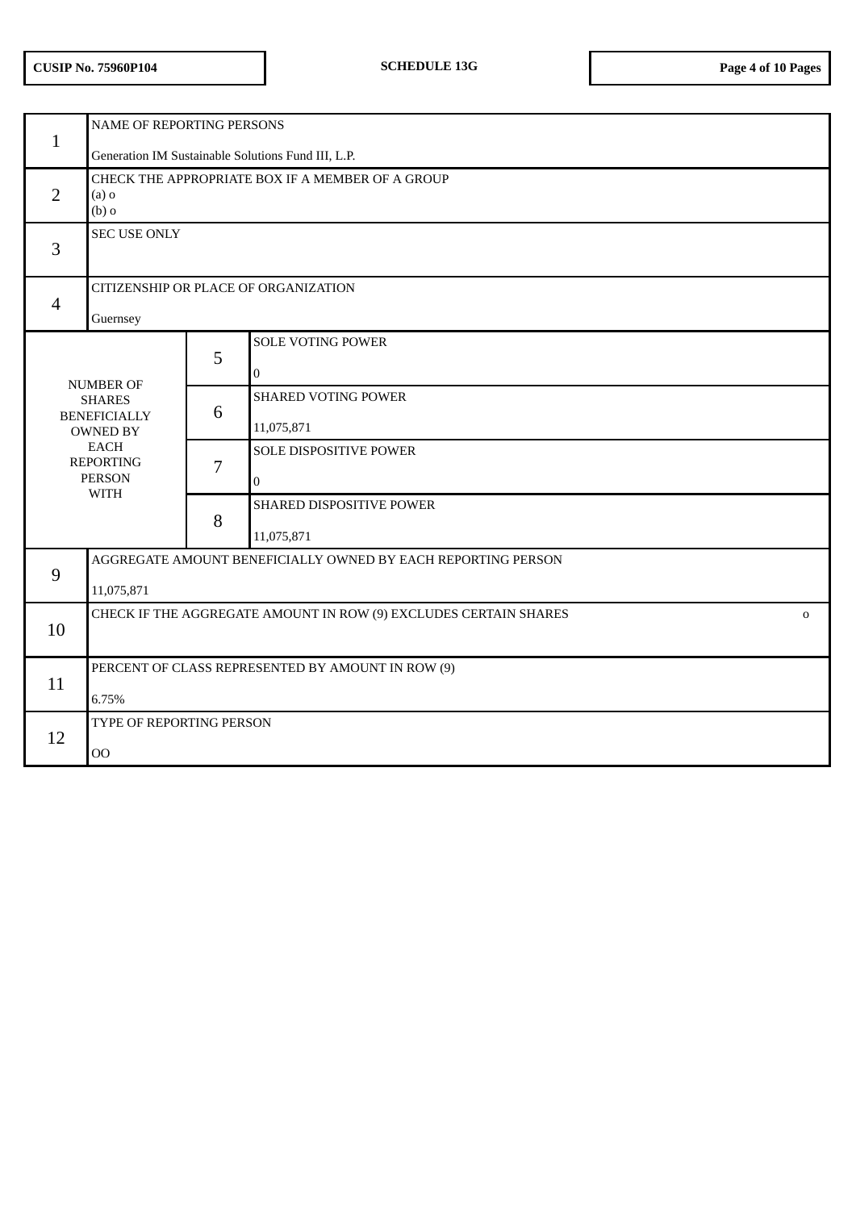| CUSIP No. 75960P104 | SCHEDULE 13G | |
|---|---|---|

| | | | |
|---|---|---|---|
| 1 | NAME OF REPORTING PERSONS<br><br>Generation IM Sustainable Solutions Fund III, L.P. | | |
| 2 | CHECK THE APPROPRIATE BOX IF A MEMBER OF A GROUP<br>(a) o<br>(b) o | | |
| 3 | SEC USE ONLY | | |
| 4 | CITIZENSHIP OR PLACE OF ORGANIZATION<br><br>Guernsey | | |
| NUMBER OF SHARES BENEFICIALLY OWNED BY EACH REPORTING PERSON WITH | | 5 | SOLE VOTING POWER<br><br>0 |
| | | 6 | SHARED VOTING POWER<br><br>11,075,871 |
| | | 7 | SOLE DISPOSITIVE POWER<br><br>0 |
| | | 8 | SHARED DISPOSITIVE POWER<br><br>11,075,871 |
| 9 | AGGREGATE AMOUNT BENEFICIALLY OWNED BY EACH REPORTING PERSON<br><br>11,075,871 | | |
| 10 | CHECK IF THE AGGREGATE AMOUNT IN ROW (9) EXCLUDES CERTAIN SHARES o | | |
| 11 | PERCENT OF CLASS REPRESENTED BY AMOUNT IN ROW (9)<br><br>6.75% | | |
| 12 | TYPE OF REPORTING PERSON<br><br>OO | | |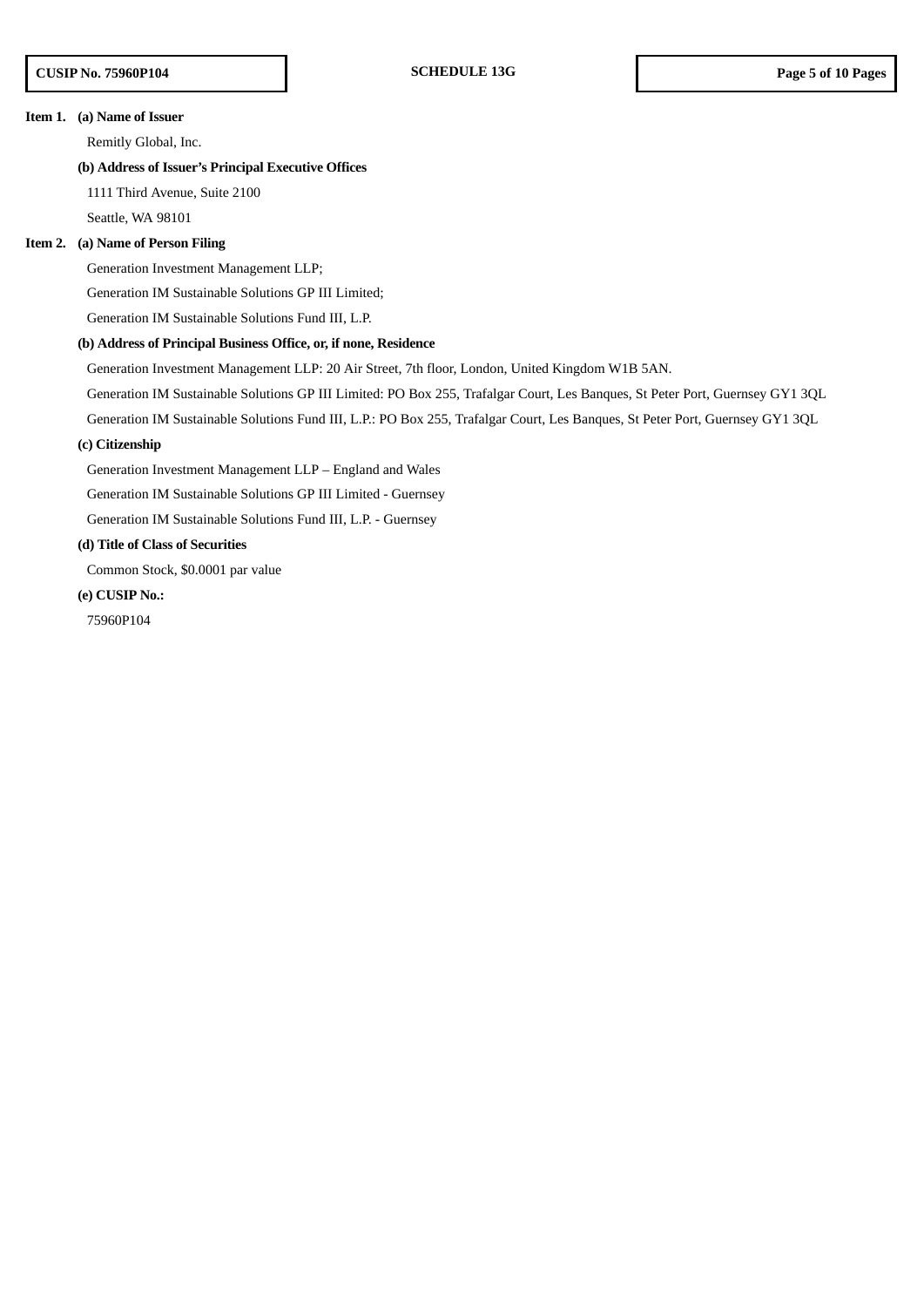**Item 1. (a) Name of Issuer**

Remitly Global, Inc.

**(b) Address of Issuer's Principal Executive Offices**

1111 Third Avenue, Suite 2100

Seattle, WA 98101

**Item 2. (a) Name of Person Filing**

Generation Investment Management LLP;

Generation IM Sustainable Solutions GP III Limited;

Generation IM Sustainable Solutions Fund III, L.P.

**(b) Address of Principal Business Office, or, if none, Residence**

Generation Investment Management LLP: 20 Air Street, 7th floor, London, United Kingdom W1B 5AN.

Generation IM Sustainable Solutions GP III Limited: PO Box 255, Trafalgar Court, Les Banques, St Peter Port, Guernsey GY1 3QL

Generation IM Sustainable Solutions Fund III, L.P.: PO Box 255, Trafalgar Court, Les Banques, St Peter Port, Guernsey GY1 3QL

**(c) Citizenship**

Generation Investment Management LLP – England and Wales

Generation IM Sustainable Solutions GP III Limited - Guernsey

Generation IM Sustainable Solutions Fund III, L.P. - Guernsey

**(d) Title of Class of Securities**

Common Stock, $0.0001 par value

**(e) CUSIP No.:**

75960P104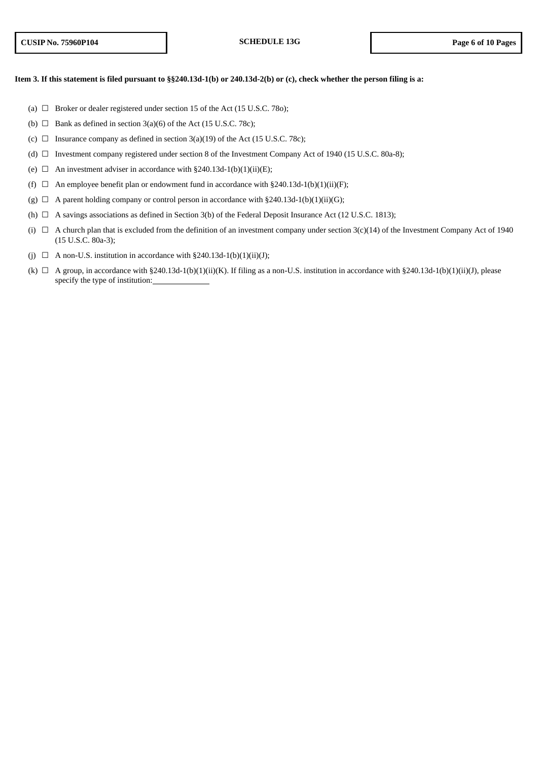**Item 3. If this statement is filed pursuant to §§240.13d-1(b) or 240.13d-2(b) or (c), check whether the person filing is a:**

(a) ☐ Broker or dealer registered under section 15 of the Act (15 U.S.C. 78o);

(b) ☐ Bank as defined in section 3(a)(6) of the Act (15 U.S.C. 78c);

(c) ☐ Insurance company as defined in section 3(a)(19) of the Act (15 U.S.C. 78c);

(d) ☐ Investment company registered under section 8 of the Investment Company Act of 1940 (15 U.S.C. 80a-8);

(e) ☐ An investment adviser in accordance with §240.13d-1(b)(1)(ii)(E);

(f) ☐ An employee benefit plan or endowment fund in accordance with §240.13d-1(b)(1)(ii)(F);

(g) ☐ A parent holding company or control person in accordance with §240.13d-1(b)(1)(ii)(G);

(h) ☐ A savings associations as defined in Section 3(b) of the Federal Deposit Insurance Act (12 U.S.C. 1813);

(i) ☐ A church plan that is excluded from the definition of an investment company under section 3(c)(14) of the Investment Company Act of 1940 (15 U.S.C. 80a-3);

(j) ☐ A non-U.S. institution in accordance with §240.13d-1(b)(1)(ii)(J);

(k) ☐ A group, in accordance with §240.13d-1(b)(1)(ii)(K). If filing as a non-U.S. institution in accordance with §240.13d-1(b)(1)(ii)(J), please specify the type of institution:\_\_\_\_\_\_\_\_\_\_\_\_\_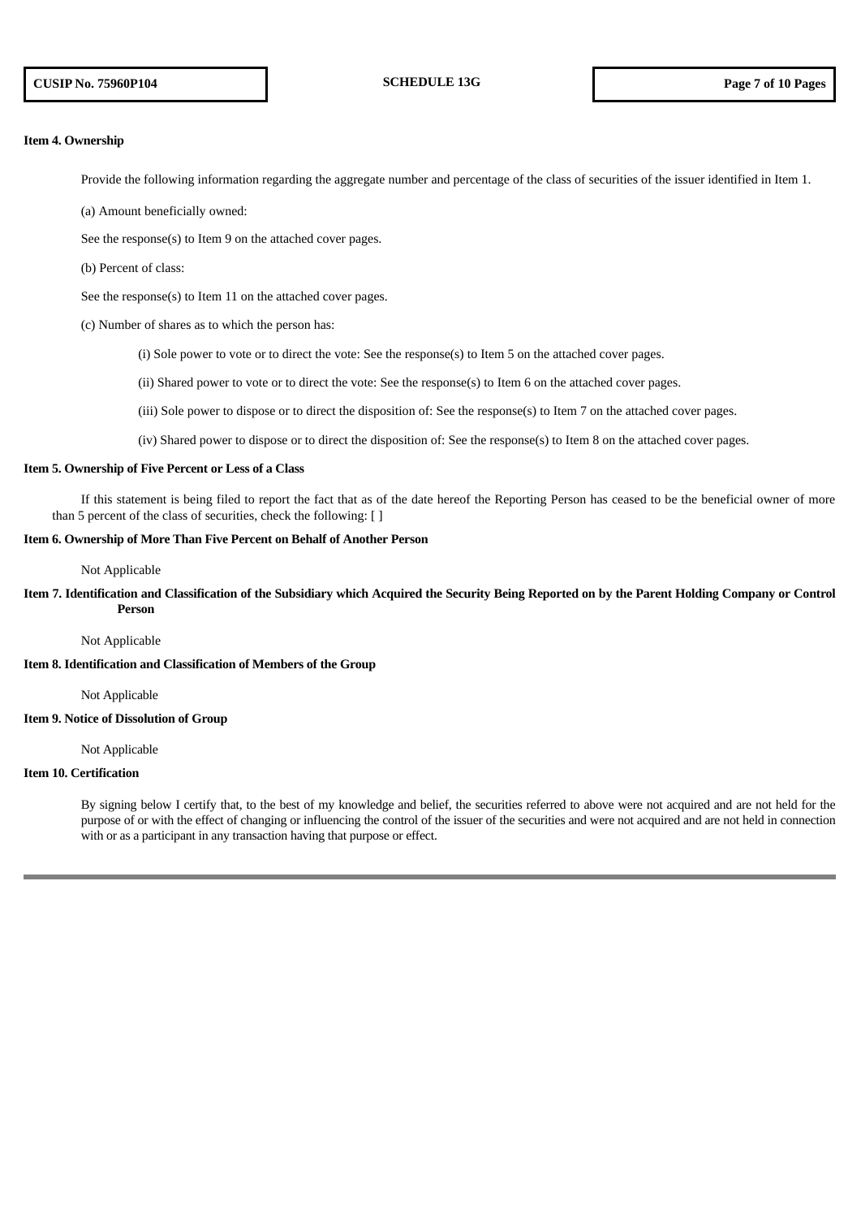**Item 4. Ownership**

Provide the following information regarding the aggregate number and percentage of the class of securities of the issuer identified in Item 1.

(a) Amount beneficially owned:

See the response(s) to Item 9 on the attached cover pages.

(b) Percent of class:

See the response(s) to Item 11 on the attached cover pages.

(c) Number of shares as to which the person has:

(i) Sole power to vote or to direct the vote: See the response(s) to Item 5 on the attached cover pages.

(ii) Shared power to vote or to direct the vote: See the response(s) to Item 6 on the attached cover pages.

(iii) Sole power to dispose or to direct the disposition of: See the response(s) to Item 7 on the attached cover pages.

(iv) Shared power to dispose or to direct the disposition of: See the response(s) to Item 8 on the attached cover pages.

**Item 5. Ownership of Five Percent or Less of a Class**

If this statement is being filed to report the fact that as of the date hereof the Reporting Person has ceased to be the beneficial owner of more than 5 percent of the class of securities, check the following: [ ]

**Item 6. Ownership of More Than Five Percent on Behalf of Another Person**

Not Applicable

**Item 7. Identification and Classification of the Subsidiary which Acquired the Security Being Reported on by the Parent Holding Company or Control Person**

Not Applicable

**Item 8. Identification and Classification of Members of the Group**

Not Applicable

**Item 9. Notice of Dissolution of Group**

Not Applicable

**Item 10. Certification**

By signing below I certify that, to the best of my knowledge and belief, the securities referred to above were not acquired and are not held for the purpose of or with the effect of changing or influencing the control of the issuer of the securities and were not acquired and are not held in connection with or as a participant in any transaction having that purpose or effect.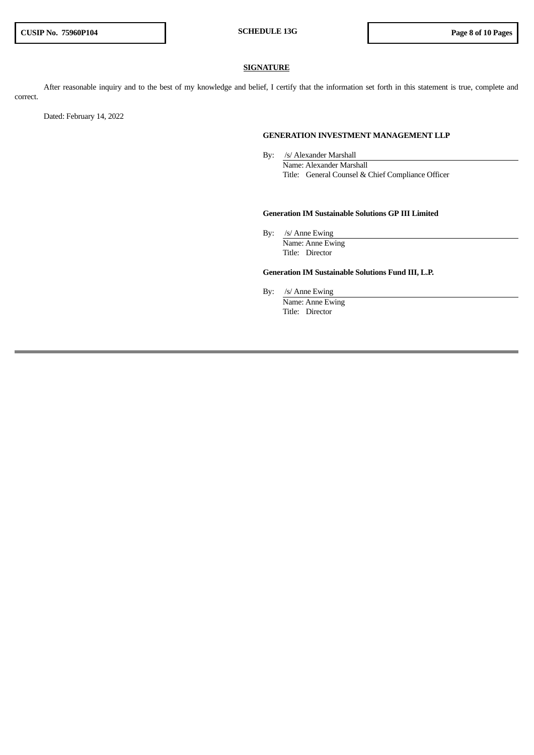## SIGNATURE

After reasonable inquiry and to the best of my knowledge and belief, I certify that the information set forth in this statement is true, complete and correct.

Dated: February 14, 2022

**GENERATION INVESTMENT MANAGEMENT LLP**

By: /s/ Alexander Marshall
Name: Alexander Marshall
Title: General Counsel & Chief Compliance Officer

**Generation IM Sustainable Solutions GP III Limited**

By: /s/ Anne Ewing
Name: Anne Ewing
Title: Director

**Generation IM Sustainable Solutions Fund III, L.P.**

By: /s/ Anne Ewing
Name: Anne Ewing
Title: Director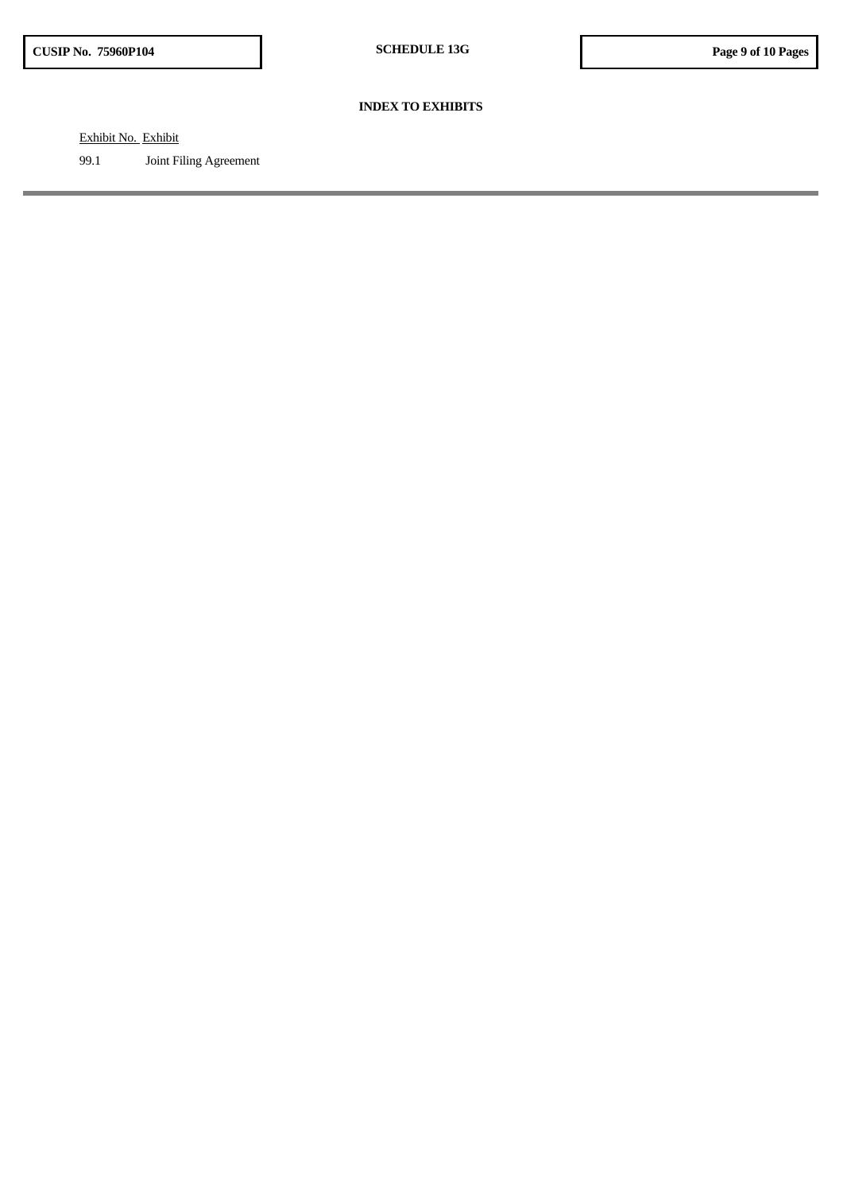## INDEX TO EXHIBITS

| Exhibit No. | Exhibit |
| --- | --- |
| 99.1 | Joint Filing Agreement |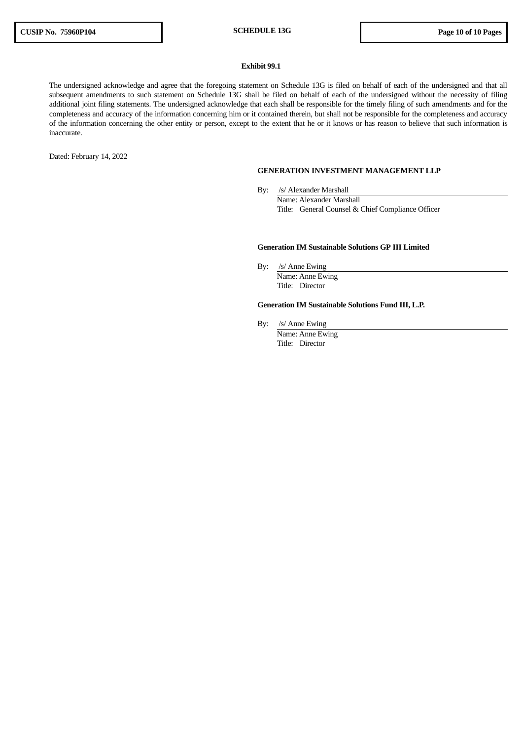**Exhibit 99.1**

The undersigned acknowledge and agree that the foregoing statement on Schedule 13G is filed on behalf of each of the undersigned and that all subsequent amendments to such statement on Schedule 13G shall be filed on behalf of each of the undersigned without the necessity of filing additional joint filing statements. The undersigned acknowledge that each shall be responsible for the timely filing of such amendments and for the completeness and accuracy of the information concerning him or it contained therein, but shall not be responsible for the completeness and accuracy of the information concerning the other entity or person, except to the extent that he or it knows or has reason to believe that such information is inaccurate.

Dated: February 14, 2022

**GENERATION INVESTMENT MANAGEMENT LLP**

By: /s/ Alexander Marshall
Name: Alexander Marshall
Title: General Counsel & Chief Compliance Officer

**Generation IM Sustainable Solutions GP III Limited**

By: /s/ Anne Ewing
Name: Anne Ewing
Title: Director

**Generation IM Sustainable Solutions Fund III, L.P.**

By: /s/ Anne Ewing
Name: Anne Ewing
Title: Director